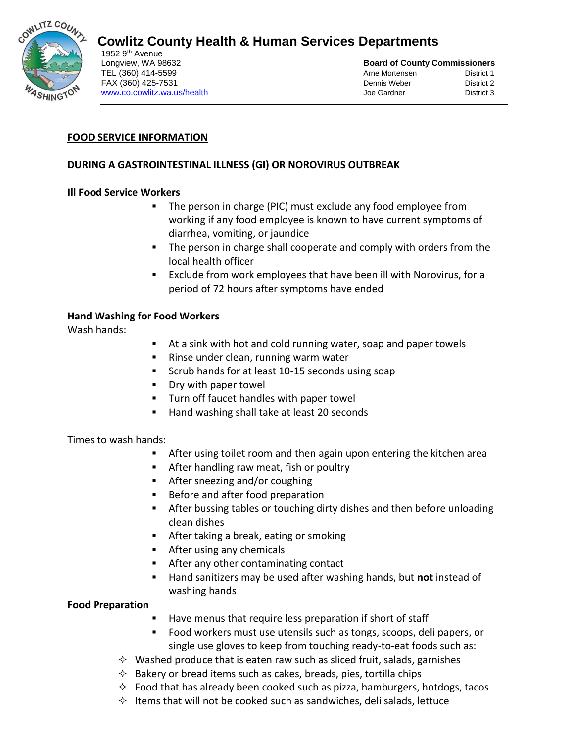# Cowlitz County Health & Human Services Departments

1952 9th Avenue
Longview, WA 98632
TEL (360) 414-5599
FAX (360) 425-7531
www.co.cowlitz.wa.us/health

**Board of County Commissioners**

| | |
|---|---|
| Arne Mortensen | District 1 |
| Dennis Weber | District 2 |
| Joe Gardner | District 3 |

## FOOD SERVICE INFORMATION

## DURING A GASTROINTESTINAL ILLNESS (GI) OR NOROVIRUS OUTBREAK

### Ill Food Service Workers

- The person in charge (PIC) must exclude any food employee from working if any food employee is known to have current symptoms of diarrhea, vomiting, or jaundice
- The person in charge shall cooperate and comply with orders from the local health officer
- Exclude from work employees that have been ill with Norovirus, for a period of 72 hours after symptoms have ended

### Hand Washing for Food Workers

Wash hands:

- At a sink with hot and cold running water, soap and paper towels
- Rinse under clean, running warm water
- Scrub hands for at least 10-15 seconds using soap
- Dry with paper towel
- Turn off faucet handles with paper towel
- Hand washing shall take at least 20 seconds

Times to wash hands:

- After using toilet room and then again upon entering the kitchen area
- After handling raw meat, fish or poultry
- After sneezing and/or coughing
- Before and after food preparation
- After bussing tables or touching dirty dishes and then before unloading clean dishes
- After taking a break, eating or smoking
- After using any chemicals
- After any other contaminating contact
- Hand sanitizers may be used after washing hands, but **not** instead of washing hands

### Food Preparation

- Have menus that require less preparation if short of staff
- Food workers must use utensils such as tongs, scoops, deli papers, or single use gloves to keep from touching ready-to-eat foods such as:
  - Washed produce that is eaten raw such as sliced fruit, salads, garnishes
  - Bakery or bread items such as cakes, breads, pies, tortilla chips
  - Food that has already been cooked such as pizza, hamburgers, hotdogs, tacos
  - Items that will not be cooked such as sandwiches, deli salads, lettuce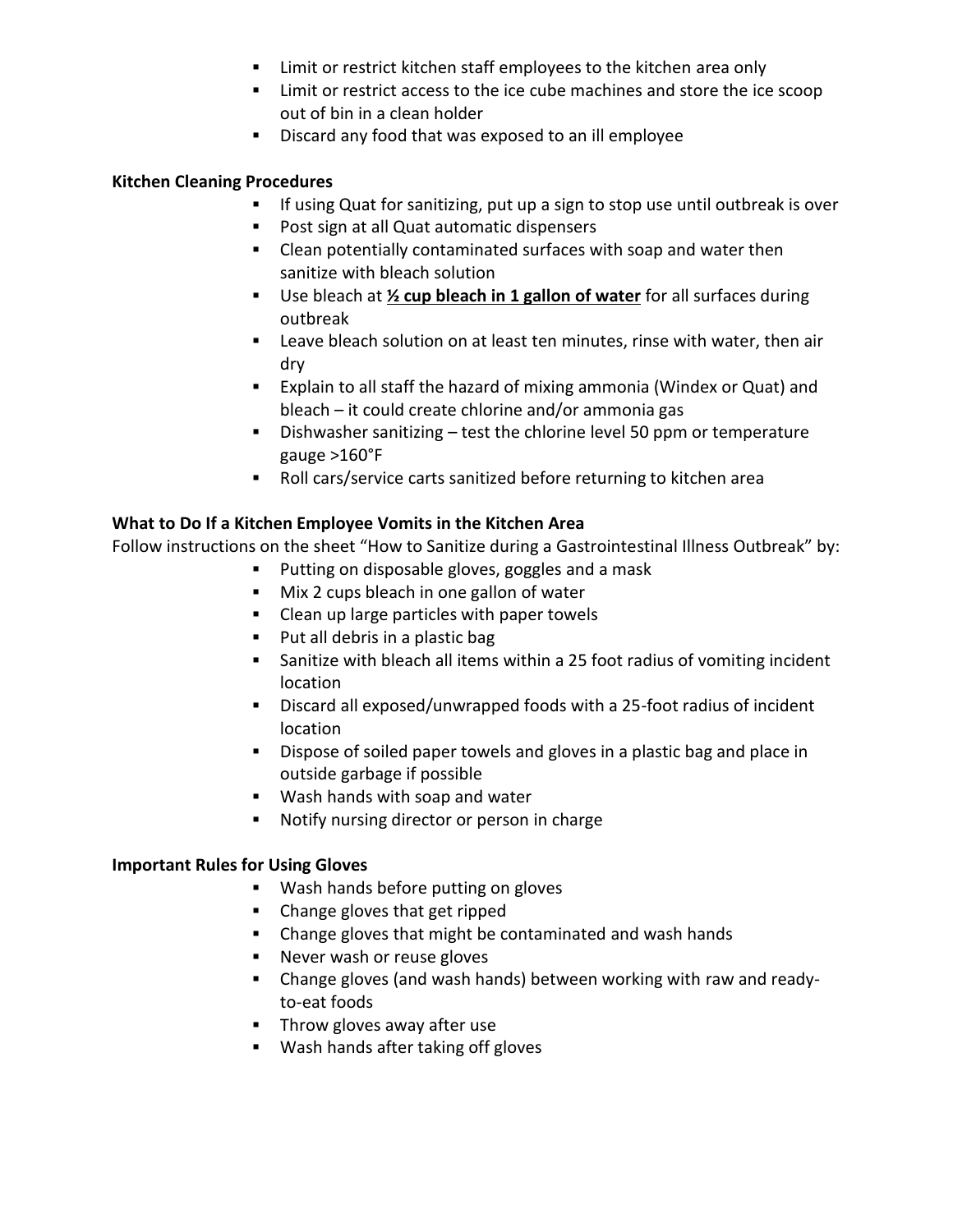- Limit or restrict kitchen staff employees to the kitchen area only
- Limit or restrict access to the ice cube machines and store the ice scoop out of bin in a clean holder
- Discard any food that was exposed to an ill employee

**Kitchen Cleaning Procedures**

- If using Quat for sanitizing, put up a sign to stop use until outbreak is over
- Post sign at all Quat automatic dispensers
- Clean potentially contaminated surfaces with soap and water then sanitize with bleach solution
- Use bleach at **<u>½ cup bleach in 1 gallon of water</u>** for all surfaces during outbreak
- Leave bleach solution on at least ten minutes, rinse with water, then air dry
- Explain to all staff the hazard of mixing ammonia (Windex or Quat) and bleach – it could create chlorine and/or ammonia gas
- Dishwasher sanitizing – test the chlorine level 50 ppm or temperature gauge >160°F
- Roll cars/service carts sanitized before returning to kitchen area

**What to Do If a Kitchen Employee Vomits in the Kitchen Area**

Follow instructions on the sheet "How to Sanitize during a Gastrointestinal Illness Outbreak" by:

- Putting on disposable gloves, goggles and a mask
- Mix 2 cups bleach in one gallon of water
- Clean up large particles with paper towels
- Put all debris in a plastic bag
- Sanitize with bleach all items within a 25 foot radius of vomiting incident location
- Discard all exposed/unwrapped foods with a 25-foot radius of incident location
- Dispose of soiled paper towels and gloves in a plastic bag and place in outside garbage if possible
- Wash hands with soap and water
- Notify nursing director or person in charge

**Important Rules for Using Gloves**

- Wash hands before putting on gloves
- Change gloves that get ripped
- Change gloves that might be contaminated and wash hands
- Never wash or reuse gloves
- Change gloves (and wash hands) between working with raw and ready-to-eat foods
- Throw gloves away after use
- Wash hands after taking off gloves